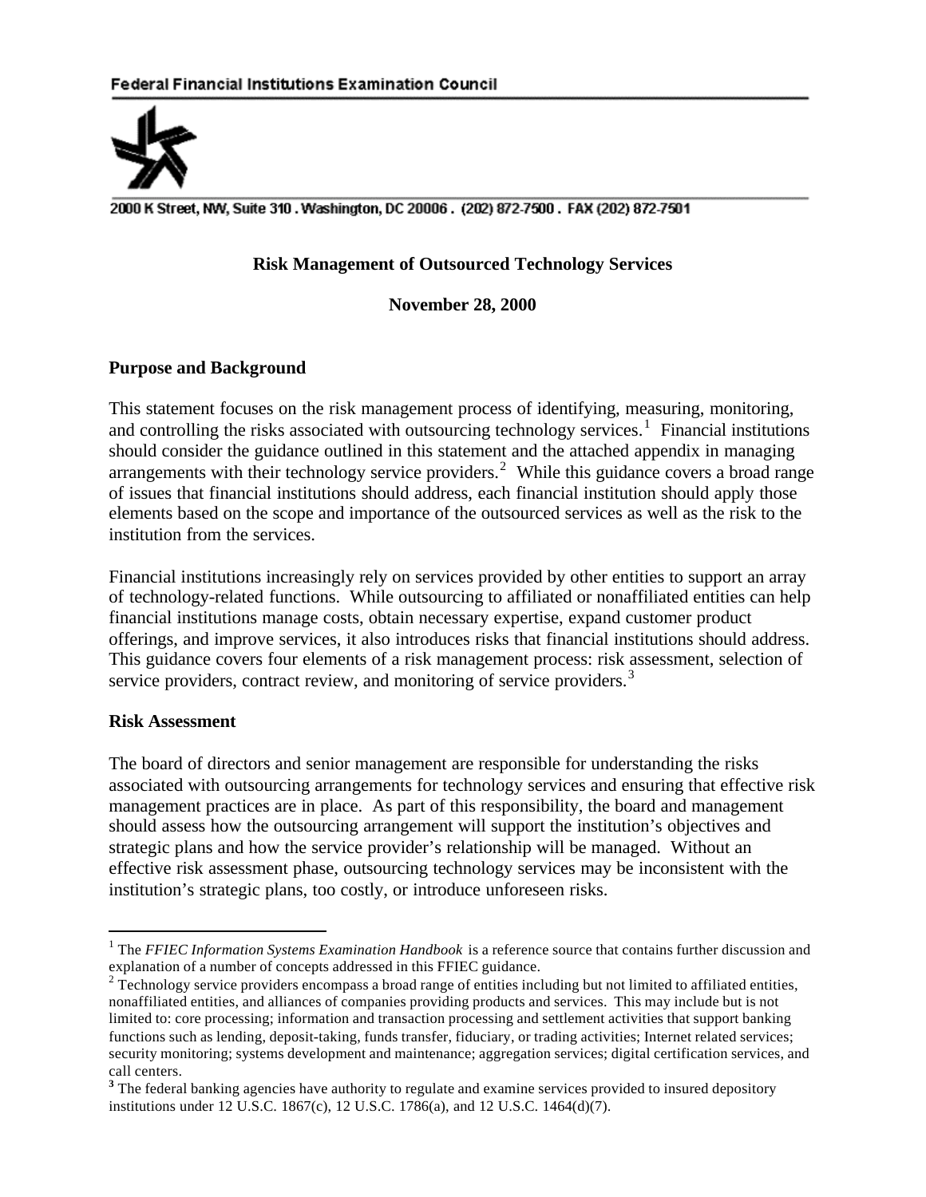Federal Financial Institutions Examination Council

2000 K Street, NW, Suite 310 . Washington, DC 20006 . (202) 872-7500 . FAX (202) 872-7501

# Risk Management of Outsourced Technology Services

**November 28, 2000**

## Purpose and Background

This statement focuses on the risk management process of identifying, measuring, monitoring, and controlling the risks associated with outsourcing technology services.[1] Financial institutions should consider the guidance outlined in this statement and the attached appendix in managing arrangements with their technology service providers.[2] While this guidance covers a broad range of issues that financial institutions should address, each financial institution should apply those elements based on the scope and importance of the outsourced services as well as the risk to the institution from the services.

Financial institutions increasingly rely on services provided by other entities to support an array of technology-related functions. While outsourcing to affiliated or nonaffiliated entities can help financial institutions manage costs, obtain necessary expertise, expand customer product offerings, and improve services, it also introduces risks that financial institutions should address. This guidance covers four elements of a risk management process: risk assessment, selection of service providers, contract review, and monitoring of service providers.[3]

## Risk Assessment

The board of directors and senior management are responsible for understanding the risks associated with outsourcing arrangements for technology services and ensuring that effective risk management practices are in place. As part of this responsibility, the board and management should assess how the outsourcing arrangement will support the institution's objectives and strategic plans and how the service provider's relationship will be managed. Without an effective risk assessment phase, outsourcing technology services may be inconsistent with the institution's strategic plans, too costly, or introduce unforeseen risks.

---

[1] The *FFIEC Information Systems Examination Handbook* is a reference source that contains further discussion and explanation of a number of concepts addressed in this FFIEC guidance.

[2] Technology service providers encompass a broad range of entities including but not limited to affiliated entities, nonaffiliated entities, and alliances of companies providing products and services. This may include but is not limited to: core processing; information and transaction processing and settlement activities that support banking functions such as lending, deposit-taking, funds transfer, fiduciary, or trading activities; Internet related services; security monitoring; systems development and maintenance; aggregation services; digital certification services, and call centers.

[3] The federal banking agencies have authority to regulate and examine services provided to insured depository institutions under 12 U.S.C. 1867(c), 12 U.S.C. 1786(a), and 12 U.S.C. 1464(d)(7).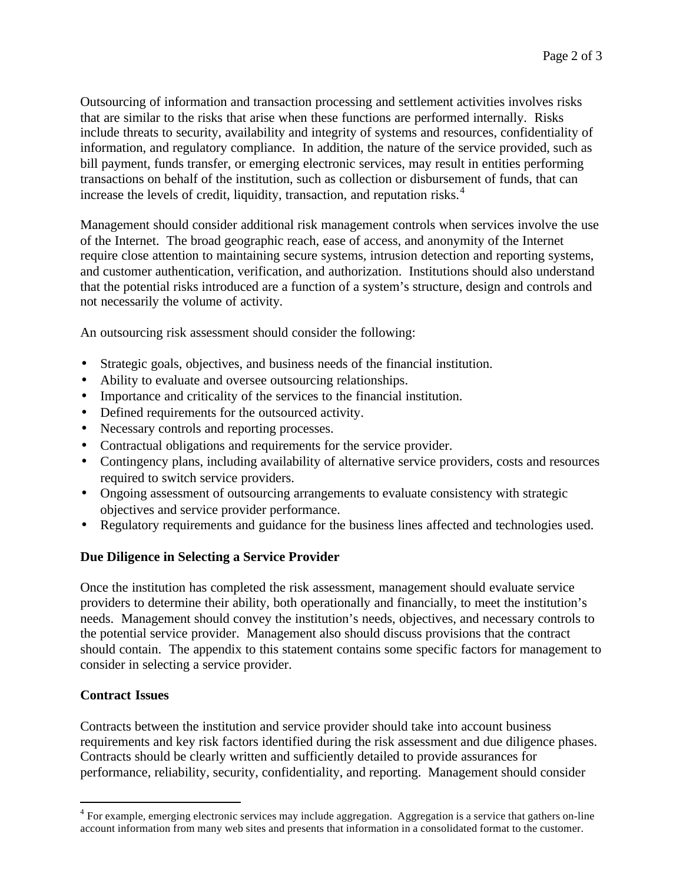Outsourcing of information and transaction processing and settlement activities involves risks that are similar to the risks that arise when these functions are performed internally. Risks include threats to security, availability and integrity of systems and resources, confidentiality of information, and regulatory compliance. In addition, the nature of the service provided, such as bill payment, funds transfer, or emerging electronic services, may result in entities performing transactions on behalf of the institution, such as collection or disbursement of funds, that can increase the levels of credit, liquidity, transaction, and reputation risks.[4]

Management should consider additional risk management controls when services involve the use of the Internet. The broad geographic reach, ease of access, and anonymity of the Internet require close attention to maintaining secure systems, intrusion detection and reporting systems, and customer authentication, verification, and authorization. Institutions should also understand that the potential risks introduced are a function of a system's structure, design and controls and not necessarily the volume of activity.

An outsourcing risk assessment should consider the following:

- Strategic goals, objectives, and business needs of the financial institution.
- Ability to evaluate and oversee outsourcing relationships.
- Importance and criticality of the services to the financial institution.
- Defined requirements for the outsourced activity.
- Necessary controls and reporting processes.
- Contractual obligations and requirements for the service provider.
- Contingency plans, including availability of alternative service providers, costs and resources required to switch service providers.
- Ongoing assessment of outsourcing arrangements to evaluate consistency with strategic objectives and service provider performance.
- Regulatory requirements and guidance for the business lines affected and technologies used.

**Due Diligence in Selecting a Service Provider**

Once the institution has completed the risk assessment, management should evaluate service providers to determine their ability, both operationally and financially, to meet the institution's needs. Management should convey the institution's needs, objectives, and necessary controls to the potential service provider. Management also should discuss provisions that the contract should contain. The appendix to this statement contains some specific factors for management to consider in selecting a service provider.

**Contract Issues**

Contracts between the institution and service provider should take into account business requirements and key risk factors identified during the risk assessment and due diligence phases. Contracts should be clearly written and sufficiently detailed to provide assurances for performance, reliability, security, confidentiality, and reporting. Management should consider

[4] For example, emerging electronic services may include aggregation. Aggregation is a service that gathers on-line account information from many web sites and presents that information in a consolidated format to the customer.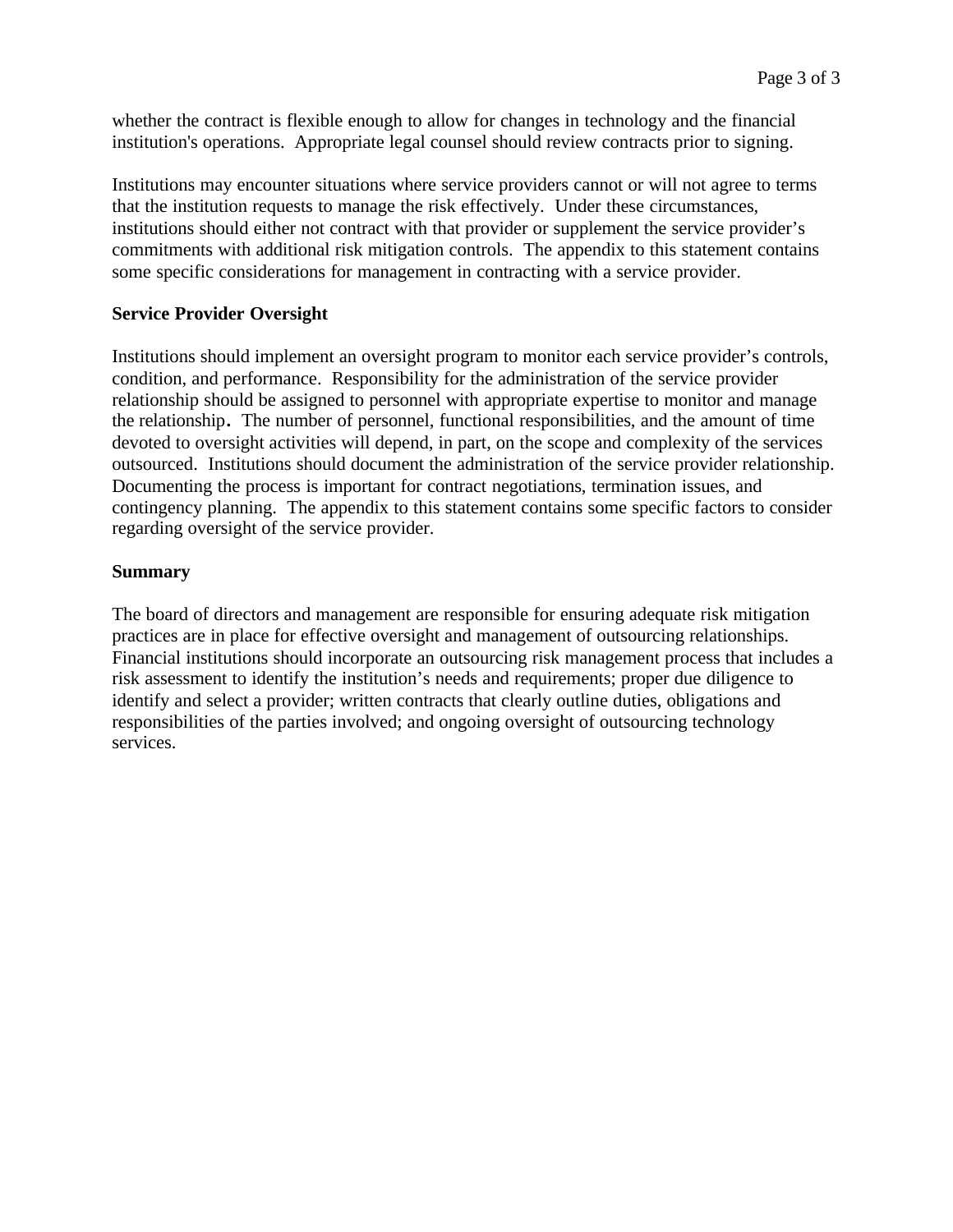whether the contract is flexible enough to allow for changes in technology and the financial institution's operations. Appropriate legal counsel should review contracts prior to signing.

Institutions may encounter situations where service providers cannot or will not agree to terms that the institution requests to manage the risk effectively. Under these circumstances, institutions should either not contract with that provider or supplement the service provider's commitments with additional risk mitigation controls. The appendix to this statement contains some specific considerations for management in contracting with a service provider.

**Service Provider Oversight**

Institutions should implement an oversight program to monitor each service provider's controls, condition, and performance. Responsibility for the administration of the service provider relationship should be assigned to personnel with appropriate expertise to monitor and manage the relationship. The number of personnel, functional responsibilities, and the amount of time devoted to oversight activities will depend, in part, on the scope and complexity of the services outsourced. Institutions should document the administration of the service provider relationship. Documenting the process is important for contract negotiations, termination issues, and contingency planning. The appendix to this statement contains some specific factors to consider regarding oversight of the service provider.

**Summary**

The board of directors and management are responsible for ensuring adequate risk mitigation practices are in place for effective oversight and management of outsourcing relationships. Financial institutions should incorporate an outsourcing risk management process that includes a risk assessment to identify the institution's needs and requirements; proper due diligence to identify and select a provider; written contracts that clearly outline duties, obligations and responsibilities of the parties involved; and ongoing oversight of outsourcing technology services.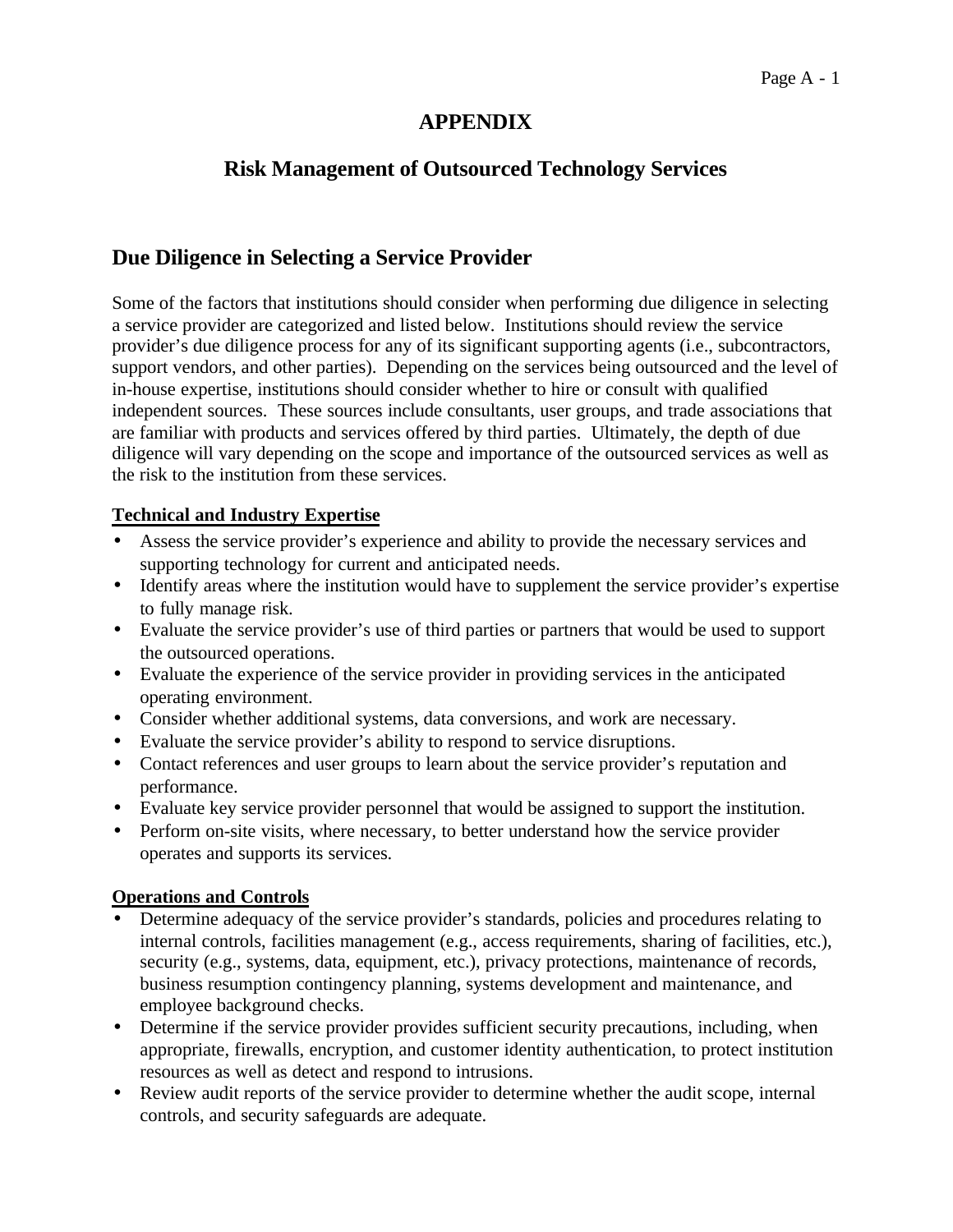# APPENDIX

## Risk Management of Outsourced Technology Services

## Due Diligence in Selecting a Service Provider

Some of the factors that institutions should consider when performing due diligence in selecting a service provider are categorized and listed below. Institutions should review the service provider's due diligence process for any of its significant supporting agents (i.e., subcontractors, support vendors, and other parties). Depending on the services being outsourced and the level of in-house expertise, institutions should consider whether to hire or consult with qualified independent sources. These sources include consultants, user groups, and trade associations that are familiar with products and services offered by third parties. Ultimately, the depth of due diligence will vary depending on the scope and importance of the outsourced services as well as the risk to the institution from these services.

**Technical and Industry Expertise**

- Assess the service provider's experience and ability to provide the necessary services and supporting technology for current and anticipated needs.
- Identify areas where the institution would have to supplement the service provider's expertise to fully manage risk.
- Evaluate the service provider's use of third parties or partners that would be used to support the outsourced operations.
- Evaluate the experience of the service provider in providing services in the anticipated operating environment.
- Consider whether additional systems, data conversions, and work are necessary.
- Evaluate the service provider's ability to respond to service disruptions.
- Contact references and user groups to learn about the service provider's reputation and performance.
- Evaluate key service provider personnel that would be assigned to support the institution.
- Perform on-site visits, where necessary, to better understand how the service provider operates and supports its services.

**Operations and Controls**

- Determine adequacy of the service provider's standards, policies and procedures relating to internal controls, facilities management (e.g., access requirements, sharing of facilities, etc.), security (e.g., systems, data, equipment, etc.), privacy protections, maintenance of records, business resumption contingency planning, systems development and maintenance, and employee background checks.
- Determine if the service provider provides sufficient security precautions, including, when appropriate, firewalls, encryption, and customer identity authentication, to protect institution resources as well as detect and respond to intrusions.
- Review audit reports of the service provider to determine whether the audit scope, internal controls, and security safeguards are adequate.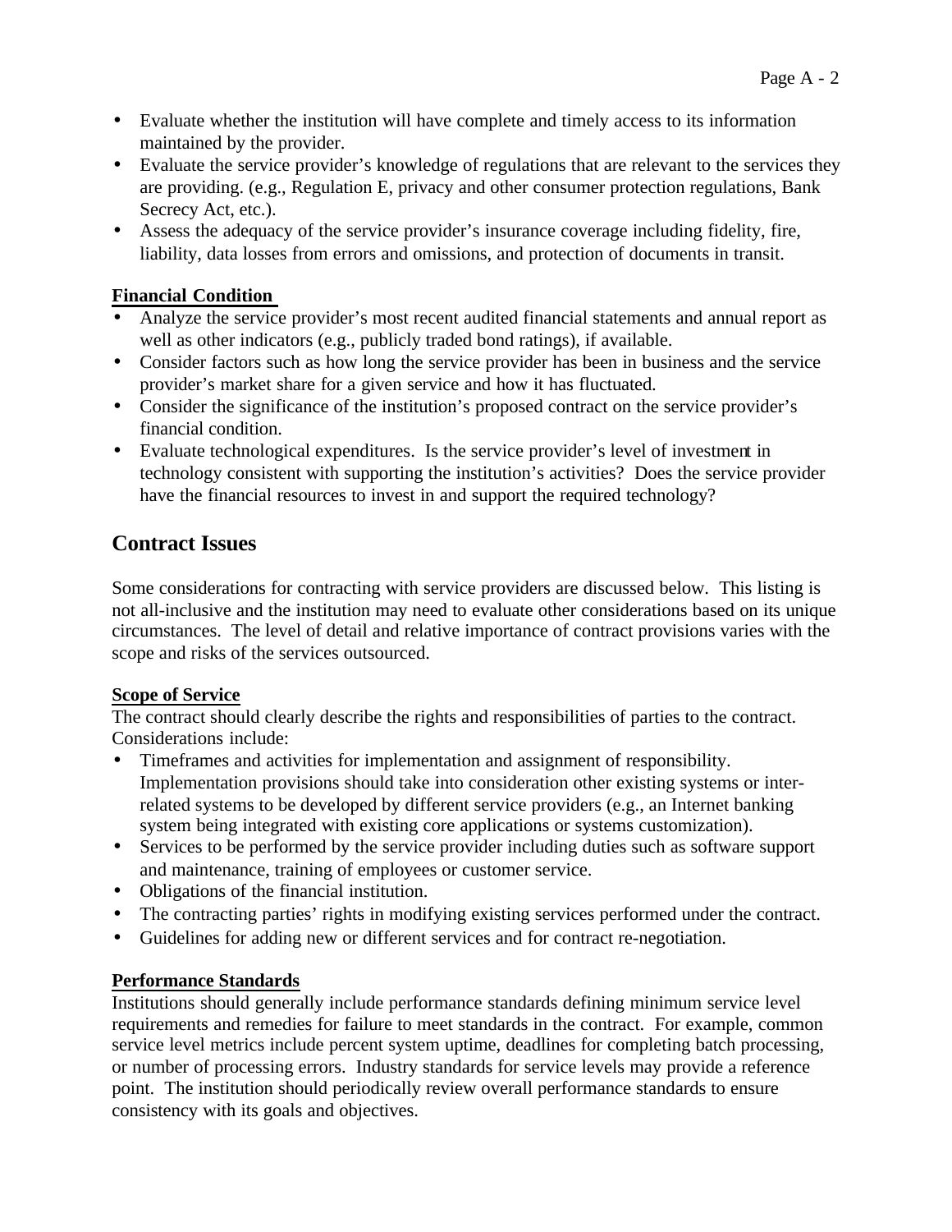- Evaluate whether the institution will have complete and timely access to its information maintained by the provider.
- Evaluate the service provider's knowledge of regulations that are relevant to the services they are providing. (e.g., Regulation E, privacy and other consumer protection regulations, Bank Secrecy Act, etc.).
- Assess the adequacy of the service provider's insurance coverage including fidelity, fire, liability, data losses from errors and omissions, and protection of documents in transit.

**Financial Condition**

- Analyze the service provider's most recent audited financial statements and annual report as well as other indicators (e.g., publicly traded bond ratings), if available.
- Consider factors such as how long the service provider has been in business and the service provider's market share for a given service and how it has fluctuated.
- Consider the significance of the institution's proposed contract on the service provider's financial condition.
- Evaluate technological expenditures. Is the service provider's level of investment in technology consistent with supporting the institution's activities? Does the service provider have the financial resources to invest in and support the required technology?

## Contract Issues

Some considerations for contracting with service providers are discussed below. This listing is not all-inclusive and the institution may need to evaluate other considerations based on its unique circumstances. The level of detail and relative importance of contract provisions varies with the scope and risks of the services outsourced.

**Scope of Service**

The contract should clearly describe the rights and responsibilities of parties to the contract. Considerations include:

- Timeframes and activities for implementation and assignment of responsibility. Implementation provisions should take into consideration other existing systems or inter-related systems to be developed by different service providers (e.g., an Internet banking system being integrated with existing core applications or systems customization).
- Services to be performed by the service provider including duties such as software support and maintenance, training of employees or customer service.
- Obligations of the financial institution.
- The contracting parties' rights in modifying existing services performed under the contract.
- Guidelines for adding new or different services and for contract re-negotiation.

**Performance Standards**

Institutions should generally include performance standards defining minimum service level requirements and remedies for failure to meet standards in the contract. For example, common service level metrics include percent system uptime, deadlines for completing batch processing, or number of processing errors. Industry standards for service levels may provide a reference point. The institution should periodically review overall performance standards to ensure consistency with its goals and objectives.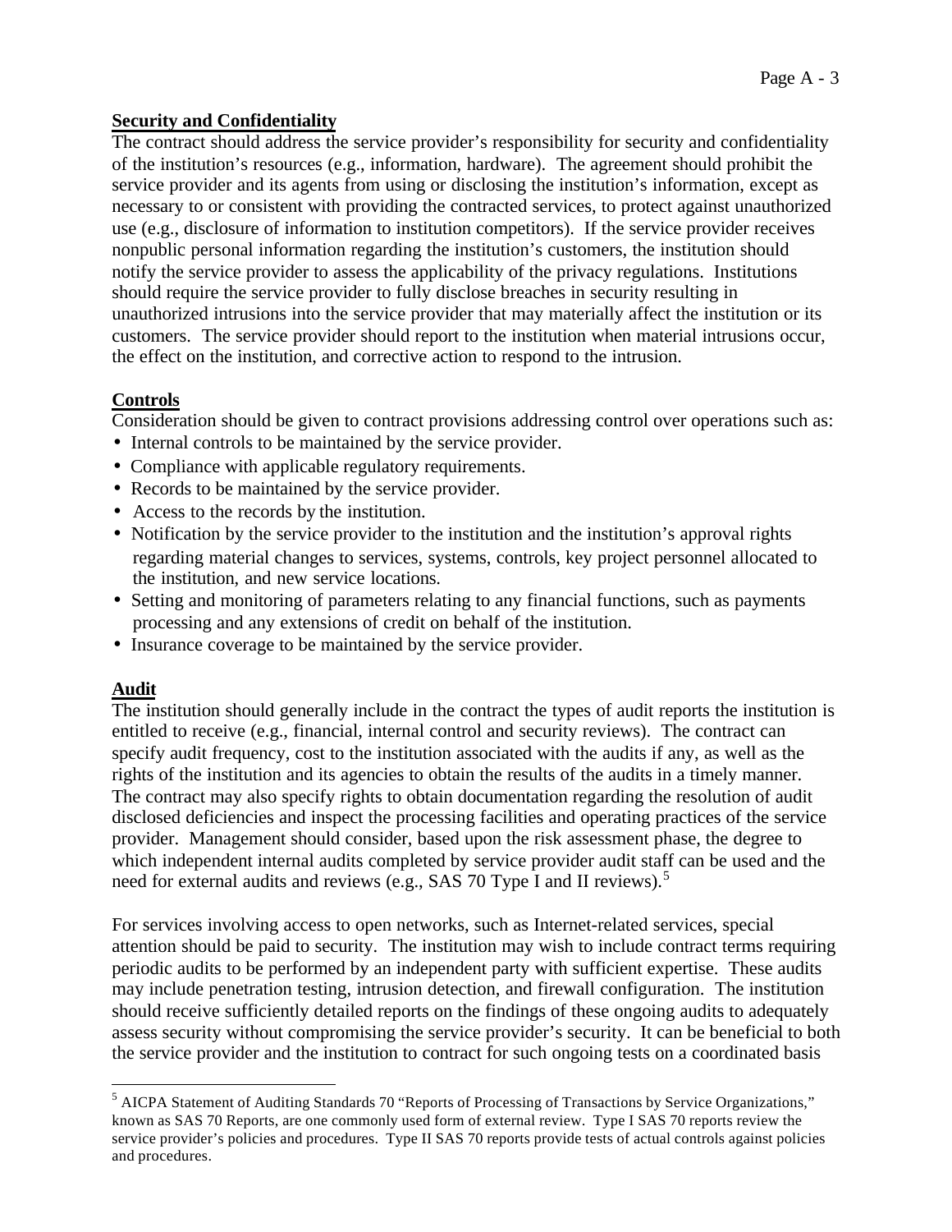**Security and Confidentiality**

The contract should address the service provider's responsibility for security and confidentiality of the institution's resources (e.g., information, hardware). The agreement should prohibit the service provider and its agents from using or disclosing the institution's information, except as necessary to or consistent with providing the contracted services, to protect against unauthorized use (e.g., disclosure of information to institution competitors). If the service provider receives nonpublic personal information regarding the institution's customers, the institution should notify the service provider to assess the applicability of the privacy regulations. Institutions should require the service provider to fully disclose breaches in security resulting in unauthorized intrusions into the service provider that may materially affect the institution or its customers. The service provider should report to the institution when material intrusions occur, the effect on the institution, and corrective action to respond to the intrusion.

**Controls**

Consideration should be given to contract provisions addressing control over operations such as:

- Internal controls to be maintained by the service provider.
- Compliance with applicable regulatory requirements.
- Records to be maintained by the service provider.
- Access to the records by the institution.
- Notification by the service provider to the institution and the institution's approval rights regarding material changes to services, systems, controls, key project personnel allocated to the institution, and new service locations.
- Setting and monitoring of parameters relating to any financial functions, such as payments processing and any extensions of credit on behalf of the institution.
- Insurance coverage to be maintained by the service provider.

**Audit**

The institution should generally include in the contract the types of audit reports the institution is entitled to receive (e.g., financial, internal control and security reviews). The contract can specify audit frequency, cost to the institution associated with the audits if any, as well as the rights of the institution and its agencies to obtain the results of the audits in a timely manner. The contract may also specify rights to obtain documentation regarding the resolution of audit disclosed deficiencies and inspect the processing facilities and operating practices of the service provider. Management should consider, based upon the risk assessment phase, the degree to which independent internal audits completed by service provider audit staff can be used and the need for external audits and reviews (e.g., SAS 70 Type I and II reviews).[5]

For services involving access to open networks, such as Internet-related services, special attention should be paid to security. The institution may wish to include contract terms requiring periodic audits to be performed by an independent party with sufficient expertise. These audits may include penetration testing, intrusion detection, and firewall configuration. The institution should receive sufficiently detailed reports on the findings of these ongoing audits to adequately assess security without compromising the service provider's security. It can be beneficial to both the service provider and the institution to contract for such ongoing tests on a coordinated basis

---

[5] AICPA Statement of Auditing Standards 70 "Reports of Processing of Transactions by Service Organizations," known as SAS 70 Reports, are one commonly used form of external review. Type I SAS 70 reports review the service provider's policies and procedures. Type II SAS 70 reports provide tests of actual controls against policies and procedures.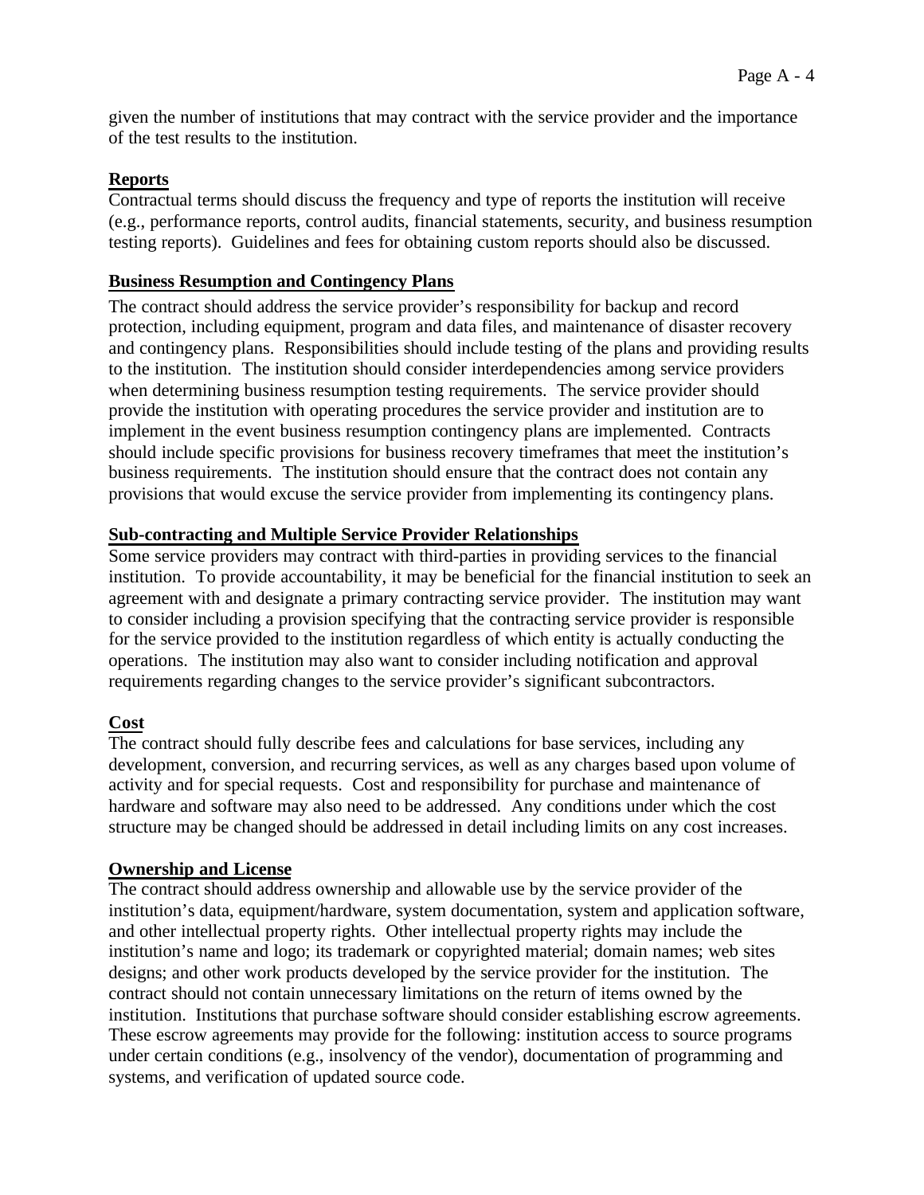given the number of institutions that may contract with the service provider and the importance of the test results to the institution.

**Reports**

Contractual terms should discuss the frequency and type of reports the institution will receive (e.g., performance reports, control audits, financial statements, security, and business resumption testing reports). Guidelines and fees for obtaining custom reports should also be discussed.

**Business Resumption and Contingency Plans**

The contract should address the service provider's responsibility for backup and record protection, including equipment, program and data files, and maintenance of disaster recovery and contingency plans. Responsibilities should include testing of the plans and providing results to the institution. The institution should consider interdependencies among service providers when determining business resumption testing requirements. The service provider should provide the institution with operating procedures the service provider and institution are to implement in the event business resumption contingency plans are implemented. Contracts should include specific provisions for business recovery timeframes that meet the institution's business requirements. The institution should ensure that the contract does not contain any provisions that would excuse the service provider from implementing its contingency plans.

**Sub-contracting and Multiple Service Provider Relationships**

Some service providers may contract with third-parties in providing services to the financial institution. To provide accountability, it may be beneficial for the financial institution to seek an agreement with and designate a primary contracting service provider. The institution may want to consider including a provision specifying that the contracting service provider is responsible for the service provided to the institution regardless of which entity is actually conducting the operations. The institution may also want to consider including notification and approval requirements regarding changes to the service provider's significant subcontractors.

**Cost**

The contract should fully describe fees and calculations for base services, including any development, conversion, and recurring services, as well as any charges based upon volume of activity and for special requests. Cost and responsibility for purchase and maintenance of hardware and software may also need to be addressed. Any conditions under which the cost structure may be changed should be addressed in detail including limits on any cost increases.

**Ownership and License**

The contract should address ownership and allowable use by the service provider of the institution's data, equipment/hardware, system documentation, system and application software, and other intellectual property rights. Other intellectual property rights may include the institution's name and logo; its trademark or copyrighted material; domain names; web sites designs; and other work products developed by the service provider for the institution. The contract should not contain unnecessary limitations on the return of items owned by the institution. Institutions that purchase software should consider establishing escrow agreements. These escrow agreements may provide for the following: institution access to source programs under certain conditions (e.g., insolvency of the vendor), documentation of programming and systems, and verification of updated source code.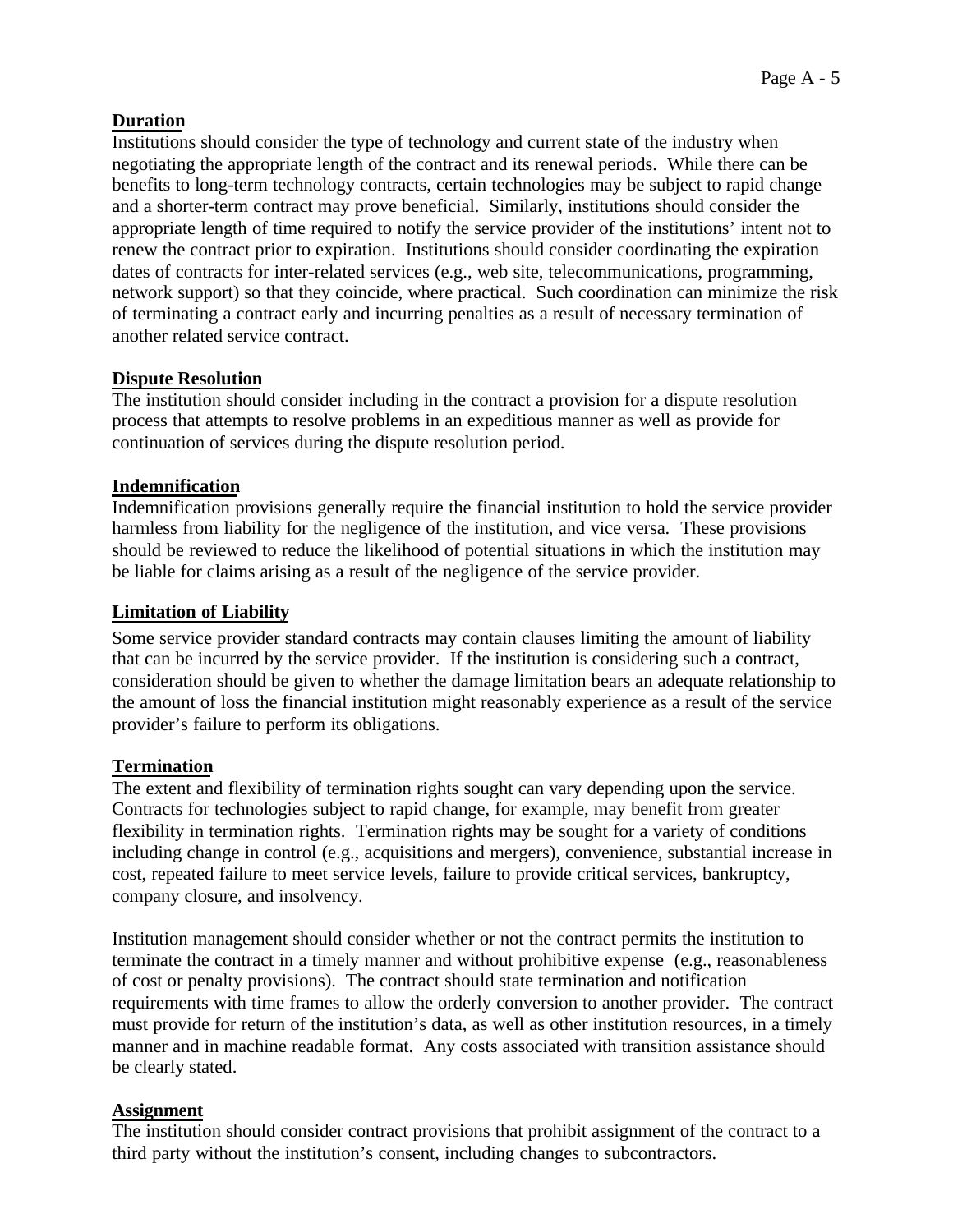**Duration**

Institutions should consider the type of technology and current state of the industry when negotiating the appropriate length of the contract and its renewal periods. While there can be benefits to long-term technology contracts, certain technologies may be subject to rapid change and a shorter-term contract may prove beneficial. Similarly, institutions should consider the appropriate length of time required to notify the service provider of the institutions' intent not to renew the contract prior to expiration. Institutions should consider coordinating the expiration dates of contracts for inter-related services (e.g., web site, telecommunications, programming, network support) so that they coincide, where practical. Such coordination can minimize the risk of terminating a contract early and incurring penalties as a result of necessary termination of another related service contract.

**Dispute Resolution**

The institution should consider including in the contract a provision for a dispute resolution process that attempts to resolve problems in an expeditious manner as well as provide for continuation of services during the dispute resolution period.

**Indemnification**

Indemnification provisions generally require the financial institution to hold the service provider harmless from liability for the negligence of the institution, and vice versa. These provisions should be reviewed to reduce the likelihood of potential situations in which the institution may be liable for claims arising as a result of the negligence of the service provider.

**Limitation of Liability**

Some service provider standard contracts may contain clauses limiting the amount of liability that can be incurred by the service provider. If the institution is considering such a contract, consideration should be given to whether the damage limitation bears an adequate relationship to the amount of loss the financial institution might reasonably experience as a result of the service provider's failure to perform its obligations.

**Termination**

The extent and flexibility of termination rights sought can vary depending upon the service. Contracts for technologies subject to rapid change, for example, may benefit from greater flexibility in termination rights. Termination rights may be sought for a variety of conditions including change in control (e.g., acquisitions and mergers), convenience, substantial increase in cost, repeated failure to meet service levels, failure to provide critical services, bankruptcy, company closure, and insolvency.

Institution management should consider whether or not the contract permits the institution to terminate the contract in a timely manner and without prohibitive expense (e.g., reasonableness of cost or penalty provisions). The contract should state termination and notification requirements with time frames to allow the orderly conversion to another provider. The contract must provide for return of the institution's data, as well as other institution resources, in a timely manner and in machine readable format. Any costs associated with transition assistance should be clearly stated.

**Assignment**

The institution should consider contract provisions that prohibit assignment of the contract to a third party without the institution's consent, including changes to subcontractors.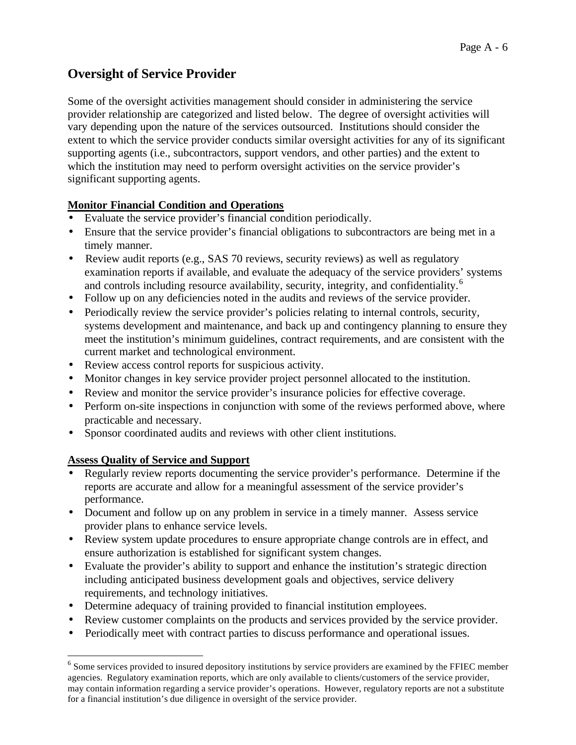## Oversight of Service Provider

Some of the oversight activities management should consider in administering the service provider relationship are categorized and listed below. The degree of oversight activities will vary depending upon the nature of the services outsourced. Institutions should consider the extent to which the service provider conducts similar oversight activities for any of its significant supporting agents (i.e., subcontractors, support vendors, and other parties) and the extent to which the institution may need to perform oversight activities on the service provider's significant supporting agents.

**Monitor Financial Condition and Operations**

- Evaluate the service provider's financial condition periodically.
- Ensure that the service provider's financial obligations to subcontractors are being met in a timely manner.
- Review audit reports (e.g., SAS 70 reviews, security reviews) as well as regulatory examination reports if available, and evaluate the adequacy of the service providers' systems and controls including resource availability, security, integrity, and confidentiality.[6]
- Follow up on any deficiencies noted in the audits and reviews of the service provider.
- Periodically review the service provider's policies relating to internal controls, security, systems development and maintenance, and back up and contingency planning to ensure they meet the institution's minimum guidelines, contract requirements, and are consistent with the current market and technological environment.
- Review access control reports for suspicious activity.
- Monitor changes in key service provider project personnel allocated to the institution.
- Review and monitor the service provider's insurance policies for effective coverage.
- Perform on-site inspections in conjunction with some of the reviews performed above, where practicable and necessary.
- Sponsor coordinated audits and reviews with other client institutions.

**Assess Quality of Service and Support**

- Regularly review reports documenting the service provider's performance. Determine if the reports are accurate and allow for a meaningful assessment of the service provider's performance.
- Document and follow up on any problem in service in a timely manner. Assess service provider plans to enhance service levels.
- Review system update procedures to ensure appropriate change controls are in effect, and ensure authorization is established for significant system changes.
- Evaluate the provider's ability to support and enhance the institution's strategic direction including anticipated business development goals and objectives, service delivery requirements, and technology initiatives.
- Determine adequacy of training provided to financial institution employees.
- Review customer complaints on the products and services provided by the service provider.
- Periodically meet with contract parties to discuss performance and operational issues.

---

[6] Some services provided to insured depository institutions by service providers are examined by the FFIEC member agencies. Regulatory examination reports, which are only available to clients/customers of the service provider, may contain information regarding a service provider's operations. However, regulatory reports are not a substitute for a financial institution's due diligence in oversight of the service provider.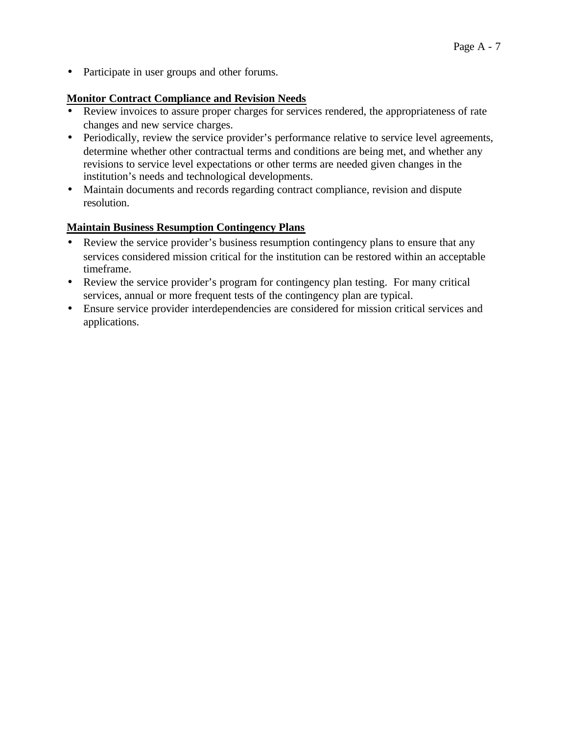- Participate in user groups and other forums.

**Monitor Contract Compliance and Revision Needs**

- Review invoices to assure proper charges for services rendered, the appropriateness of rate changes and new service charges.
- Periodically, review the service provider's performance relative to service level agreements, determine whether other contractual terms and conditions are being met, and whether any revisions to service level expectations or other terms are needed given changes in the institution's needs and technological developments.
- Maintain documents and records regarding contract compliance, revision and dispute resolution.

**Maintain Business Resumption Contingency Plans**

- Review the service provider's business resumption contingency plans to ensure that any services considered mission critical for the institution can be restored within an acceptable timeframe.
- Review the service provider's program for contingency plan testing. For many critical services, annual or more frequent tests of the contingency plan are typical.
- Ensure service provider interdependencies are considered for mission critical services and applications.